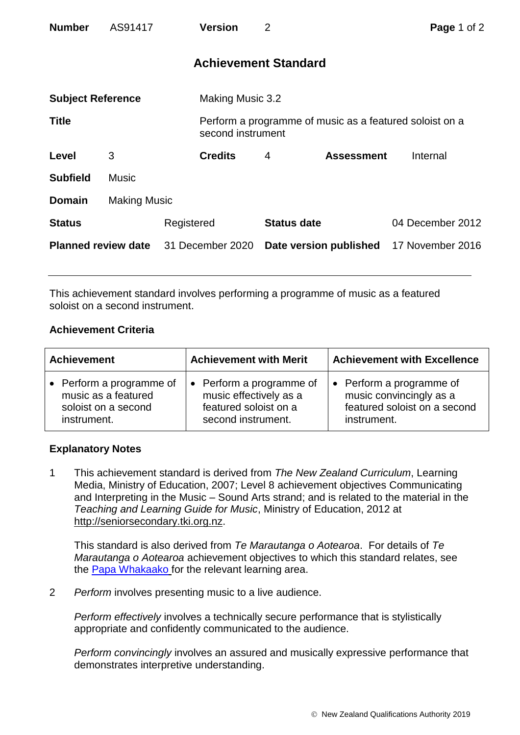| Number | AS91417 | Version | 2 |
|---|---|---|---|

## Achievement Standard

| | | | |
|---|---|---|---|
| **Subject Reference** | Making Music 3.2 | | |
| **Title** | Perform a programme of music as a featured soloist on a second instrument | | |
| **Level** | 3 | **Credits** | 4 |
| **Assessment** | Internal | | |
| **Subfield** | Music | | |
| **Domain** | Making Music | | |
| **Status** | Registered | **Status date** | 04 December 2012 |
| **Planned review date** | 31 December 2020 | **Date version published** | 17 November 2016 |

This achievement standard involves performing a programme of music as a featured soloist on a second instrument.

### Achievement Criteria

| Achievement | Achievement with Merit | Achievement with Excellence |
|---|---|---|
| • Perform a programme of music as a featured soloist on a second instrument. | • Perform a programme of music effectively as a featured soloist on a second instrument. | • Perform a programme of music convincingly as a featured soloist on a second instrument. |

### Explanatory Notes

1 This achievement standard is derived from *The New Zealand Curriculum*, Learning Media, Ministry of Education, 2007; Level 8 achievement objectives Communicating and Interpreting in the Music – Sound Arts strand; and is related to the material in the *Teaching and Learning Guide for Music*, Ministry of Education, 2012 at http://seniorsecondary.tki.org.nz.

This standard is also derived from *Te Marautanga o Aotearoa*. For details of *Te Marautanga o Aotearoa* achievement objectives to which this standard relates, see the Papa Whakaako for the relevant learning area.

2 *Perform* involves presenting music to a live audience.

*Perform effectively* involves a technically secure performance that is stylistically appropriate and confidently communicated to the audience.

*Perform convincingly* involves an assured and musically expressive performance that demonstrates interpretive understanding.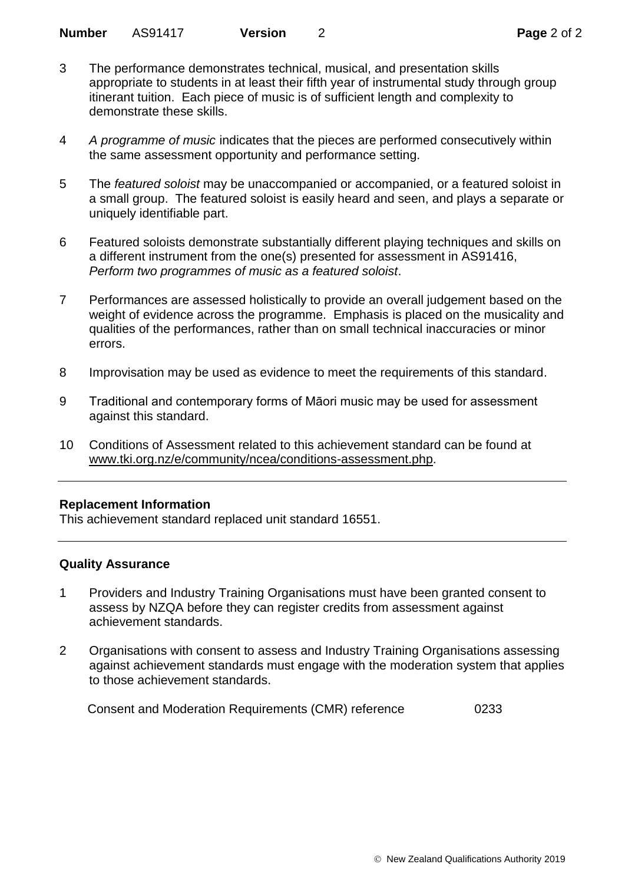3 The performance demonstrates technical, musical, and presentation skills appropriate to students in at least their fifth year of instrumental study through group itinerant tuition. Each piece of music is of sufficient length and complexity to demonstrate these skills.

4 *A programme of music* indicates that the pieces are performed consecutively within the same assessment opportunity and performance setting.

5 The *featured soloist* may be unaccompanied or accompanied, or a featured soloist in a small group. The featured soloist is easily heard and seen, and plays a separate or uniquely identifiable part.

6 Featured soloists demonstrate substantially different playing techniques and skills on a different instrument from the one(s) presented for assessment in AS91416, *Perform two programmes of music as a featured soloist*.

7 Performances are assessed holistically to provide an overall judgement based on the weight of evidence across the programme. Emphasis is placed on the musicality and qualities of the performances, rather than on small technical inaccuracies or minor errors.

8 Improvisation may be used as evidence to meet the requirements of this standard.

9 Traditional and contemporary forms of Māori music may be used for assessment against this standard.

10 Conditions of Assessment related to this achievement standard can be found at www.tki.org.nz/e/community/ncea/conditions-assessment.php.

---

**Replacement Information**

This achievement standard replaced unit standard 16551.

---

**Quality Assurance**

1 Providers and Industry Training Organisations must have been granted consent to assess by NZQA before they can register credits from assessment against achievement standards.

2 Organisations with consent to assess and Industry Training Organisations assessing against achievement standards must engage with the moderation system that applies to those achievement standards.

Consent and Moderation Requirements (CMR) reference 0233

© New Zealand Qualifications Authority 2019